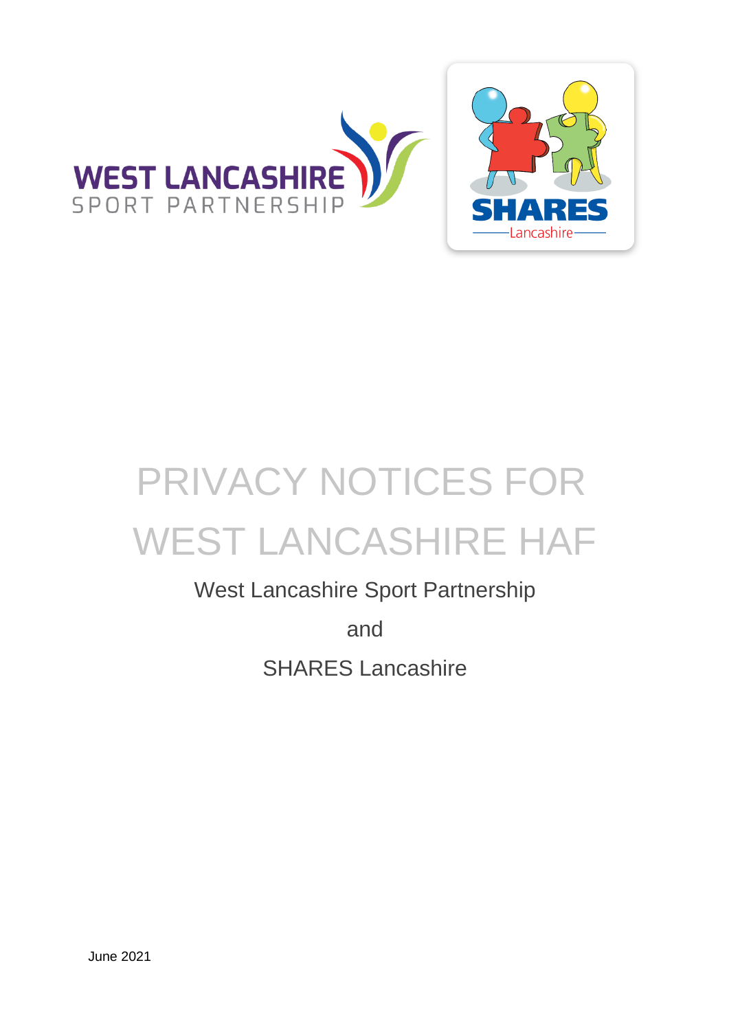# PRIVACY NOTICES FOR WEST LANCASHIRE HAF

West Lancashire Sport Partnership

and

SHARES Lancashire

June 2021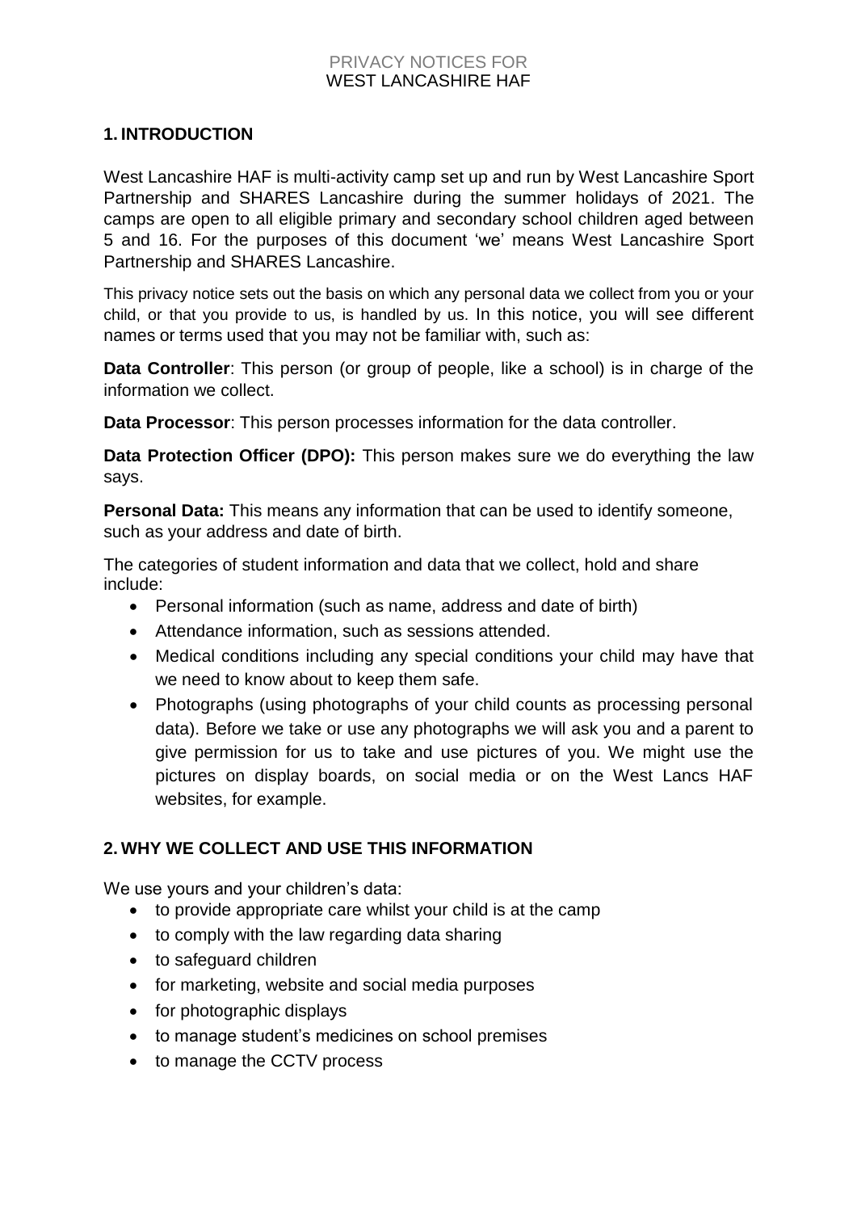PRIVACY NOTICES FOR
WEST LANCASHIRE HAF

## 1. INTRODUCTION

West Lancashire HAF is multi-activity camp set up and run by West Lancashire Sport Partnership and SHARES Lancashire during the summer holidays of 2021. The camps are open to all eligible primary and secondary school children aged between 5 and 16. For the purposes of this document 'we' means West Lancashire Sport Partnership and SHARES Lancashire.

This privacy notice sets out the basis on which any personal data we collect from you or your child, or that you provide to us, is handled by us. In this notice, you will see different names or terms used that you may not be familiar with, such as:

**Data Controller**: This person (or group of people, like a school) is in charge of the information we collect.

**Data Processor**: This person processes information for the data controller.

**Data Protection Officer (DPO):** This person makes sure we do everything the law says.

**Personal Data:** This means any information that can be used to identify someone, such as your address and date of birth.

The categories of student information and data that we collect, hold and share include:

- Personal information (such as name, address and date of birth)
- Attendance information, such as sessions attended.
- Medical conditions including any special conditions your child may have that we need to know about to keep them safe.
- Photographs (using photographs of your child counts as processing personal data). Before we take or use any photographs we will ask you and a parent to give permission for us to take and use pictures of you. We might use the pictures on display boards, on social media or on the West Lancs HAF websites, for example.

## 2. WHY WE COLLECT AND USE THIS INFORMATION

We use yours and your children's data:

- to provide appropriate care whilst your child is at the camp
- to comply with the law regarding data sharing
- to safeguard children
- for marketing, website and social media purposes
- for photographic displays
- to manage student's medicines on school premises
- to manage the CCTV process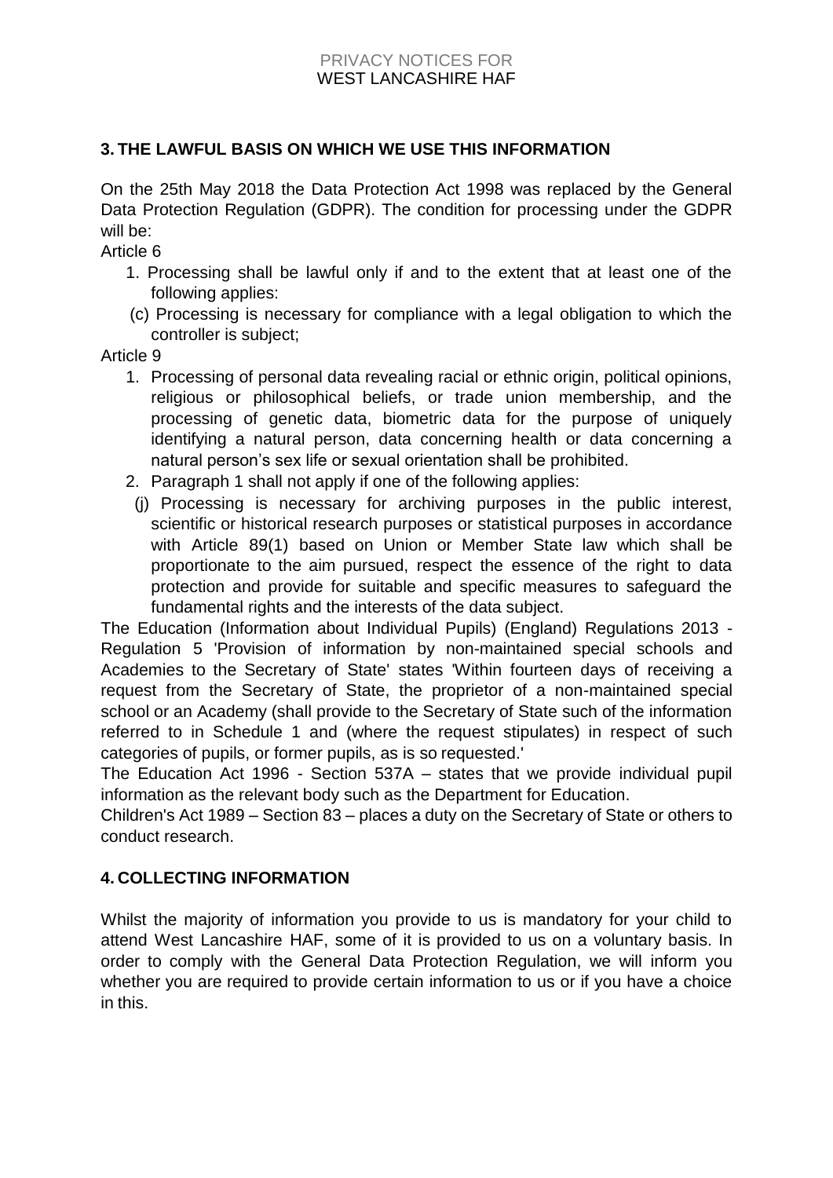## 3. THE LAWFUL BASIS ON WHICH WE USE THIS INFORMATION

On the 25th May 2018 the Data Protection Act 1998 was replaced by the General Data Protection Regulation (GDPR). The condition for processing under the GDPR will be:

Article 6

1. Processing shall be lawful only if and to the extent that at least one of the following applies:

   (c) Processing is necessary for compliance with a legal obligation to which the controller is subject;

Article 9

1. Processing of personal data revealing racial or ethnic origin, political opinions, religious or philosophical beliefs, or trade union membership, and the processing of genetic data, biometric data for the purpose of uniquely identifying a natural person, data concerning health or data concerning a natural person's sex life or sexual orientation shall be prohibited.
2. Paragraph 1 shall not apply if one of the following applies:

   (j) Processing is necessary for archiving purposes in the public interest, scientific or historical research purposes or statistical purposes in accordance with Article 89(1) based on Union or Member State law which shall be proportionate to the aim pursued, respect the essence of the right to data protection and provide for suitable and specific measures to safeguard the fundamental rights and the interests of the data subject.

The Education (Information about Individual Pupils) (England) Regulations 2013 - Regulation 5 'Provision of information by non-maintained special schools and Academies to the Secretary of State' states 'Within fourteen days of receiving a request from the Secretary of State, the proprietor of a non-maintained special school or an Academy (shall provide to the Secretary of State such of the information referred to in Schedule 1 and (where the request stipulates) in respect of such categories of pupils, or former pupils, as is so requested.'

The Education Act 1996 - Section 537A – states that we provide individual pupil information as the relevant body such as the Department for Education.

Children's Act 1989 – Section 83 – places a duty on the Secretary of State or others to conduct research.

## 4. COLLECTING INFORMATION

Whilst the majority of information you provide to us is mandatory for your child to attend West Lancashire HAF, some of it is provided to us on a voluntary basis. In order to comply with the General Data Protection Regulation, we will inform you whether you are required to provide certain information to us or if you have a choice in this.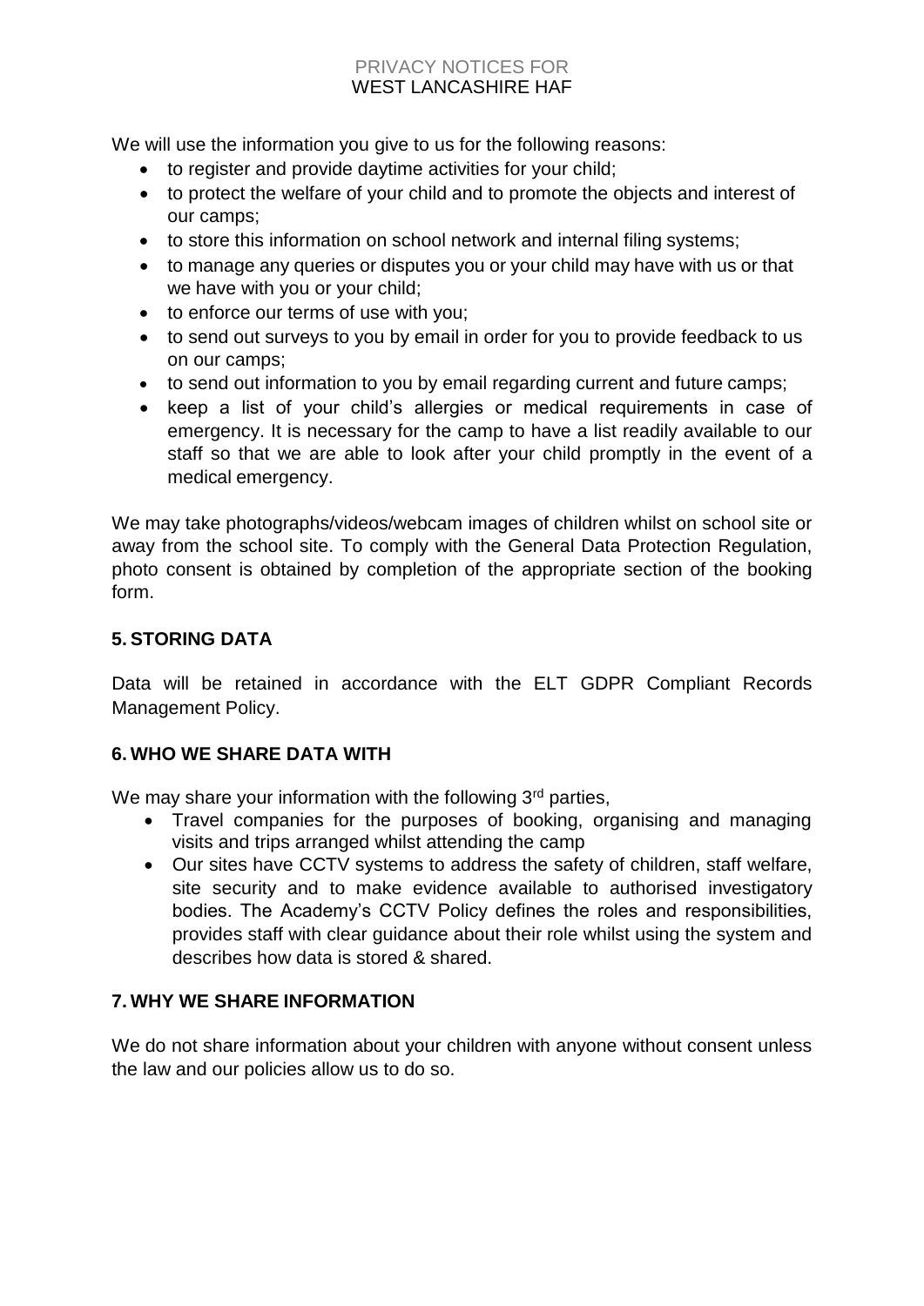We will use the information you give to us for the following reasons:

- to register and provide daytime activities for your child;
- to protect the welfare of your child and to promote the objects and interest of our camps;
- to store this information on school network and internal filing systems;
- to manage any queries or disputes you or your child may have with us or that we have with you or your child;
- to enforce our terms of use with you;
- to send out surveys to you by email in order for you to provide feedback to us on our camps;
- to send out information to you by email regarding current and future camps;
- keep a list of your child's allergies or medical requirements in case of emergency. It is necessary for the camp to have a list readily available to our staff so that we are able to look after your child promptly in the event of a medical emergency.

We may take photographs/videos/webcam images of children whilst on school site or away from the school site. To comply with the General Data Protection Regulation, photo consent is obtained by completion of the appropriate section of the booking form.

## 5. STORING DATA

Data will be retained in accordance with the ELT GDPR Compliant Records Management Policy.

## 6. WHO WE SHARE DATA WITH

We may share your information with the following 3rd parties,

- Travel companies for the purposes of booking, organising and managing visits and trips arranged whilst attending the camp
- Our sites have CCTV systems to address the safety of children, staff welfare, site security and to make evidence available to authorised investigatory bodies. The Academy's CCTV Policy defines the roles and responsibilities, provides staff with clear guidance about their role whilst using the system and describes how data is stored & shared.

## 7. WHY WE SHARE INFORMATION

We do not share information about your children with anyone without consent unless the law and our policies allow us to do so.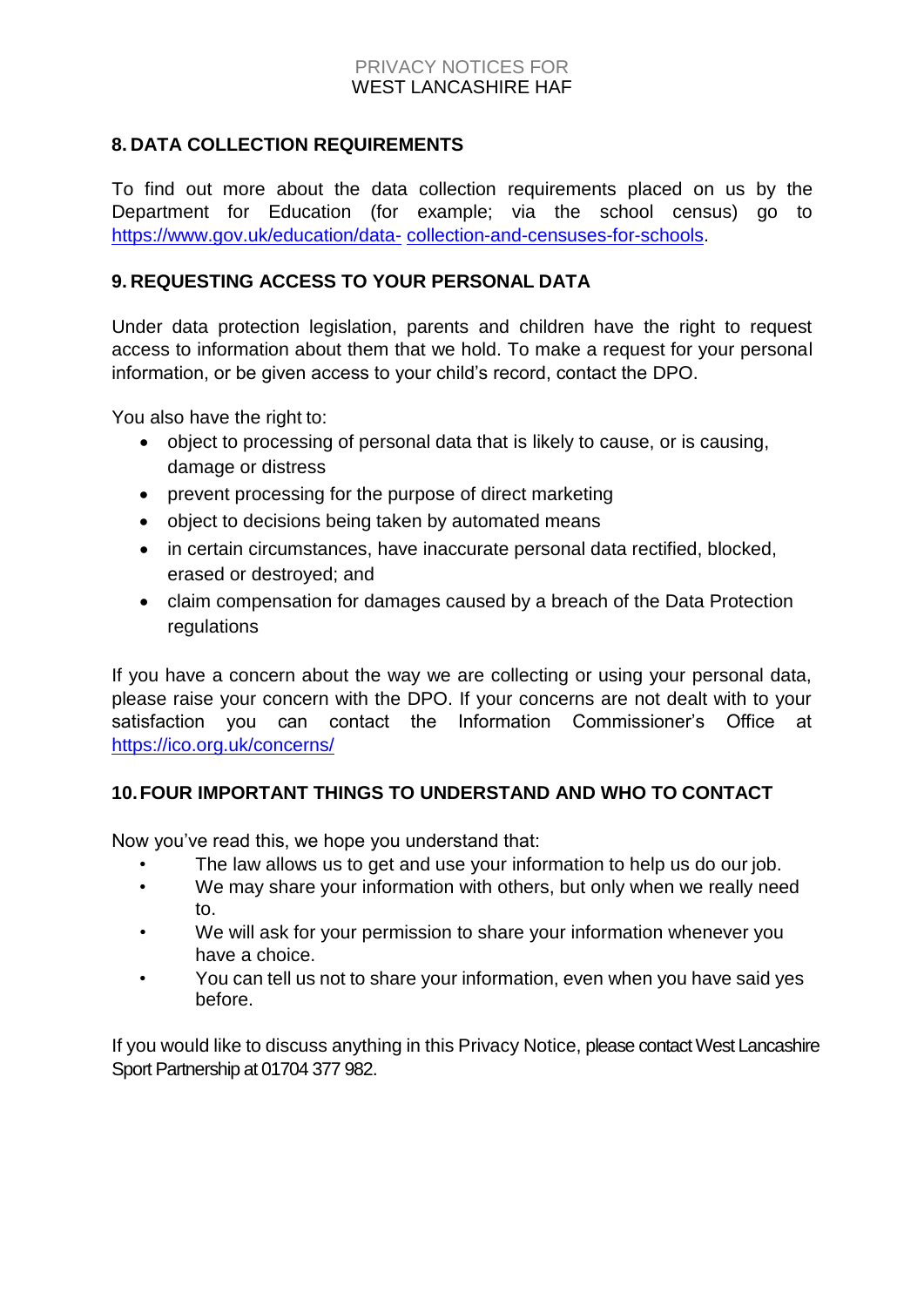## 8. DATA COLLECTION REQUIREMENTS

To find out more about the data collection requirements placed on us by the Department for Education (for example; via the school census) go to https://www.gov.uk/education/data- collection-and-censuses-for-schools.

## 9. REQUESTING ACCESS TO YOUR PERSONAL DATA

Under data protection legislation, parents and children have the right to request access to information about them that we hold. To make a request for your personal information, or be given access to your child's record, contact the DPO.

You also have the right to:

- object to processing of personal data that is likely to cause, or is causing, damage or distress
- prevent processing for the purpose of direct marketing
- object to decisions being taken by automated means
- in certain circumstances, have inaccurate personal data rectified, blocked, erased or destroyed; and
- claim compensation for damages caused by a breach of the Data Protection regulations

If you have a concern about the way we are collecting or using your personal data, please raise your concern with the DPO. If your concerns are not dealt with to your satisfaction you can contact the Information Commissioner's Office at https://ico.org.uk/concerns/

## 10. FOUR IMPORTANT THINGS TO UNDERSTAND AND WHO TO CONTACT

Now you've read this, we hope you understand that:

- The law allows us to get and use your information to help us do our job.
- We may share your information with others, but only when we really need to.
- We will ask for your permission to share your information whenever you have a choice.
- You can tell us not to share your information, even when you have said yes before.

If you would like to discuss anything in this Privacy Notice, please contact West Lancashire Sport Partnership at 01704 377 982.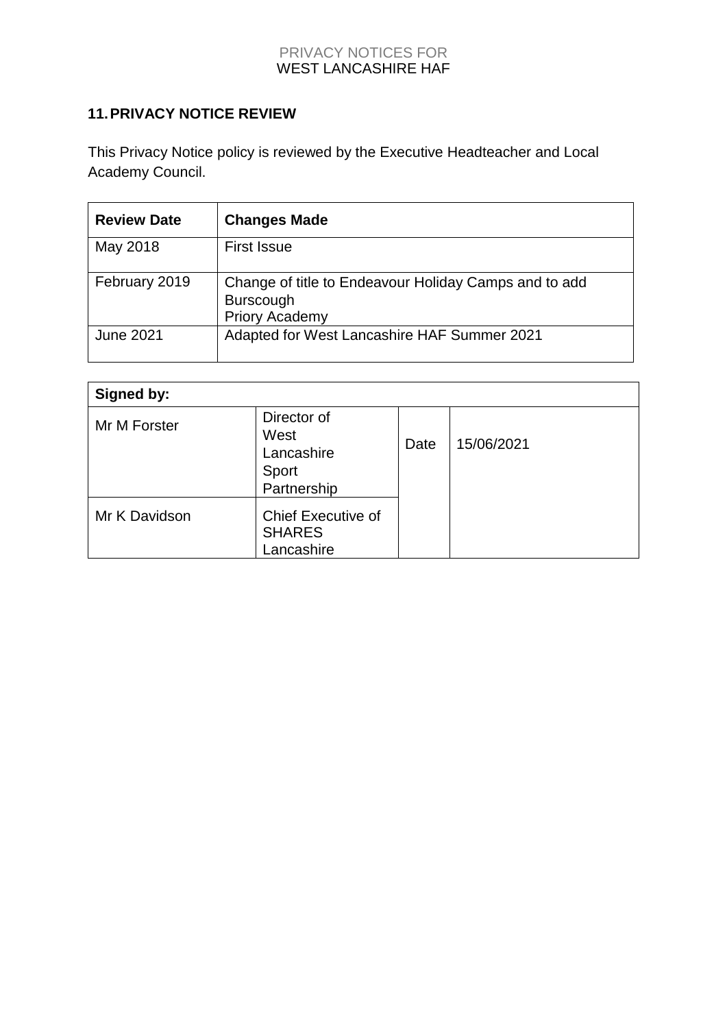## 11. PRIVACY NOTICE REVIEW

This Privacy Notice policy is reviewed by the Executive Headteacher and Local Academy Council.

| Review Date | Changes Made |
|---|---|
| May 2018 | First Issue |
| February 2019 | Change of title to Endeavour Holiday Camps and to add Burscough Priory Academy |
| June 2021 | Adapted for West Lancashire HAF Summer 2021 |

| Signed by: | | | |
|---|---|---|---|
| Mr M Forster | Director of West Lancashire Sport Partnership | Date | 15/06/2021 |
| Mr K Davidson | Chief Executive of SHARES Lancashire | | |